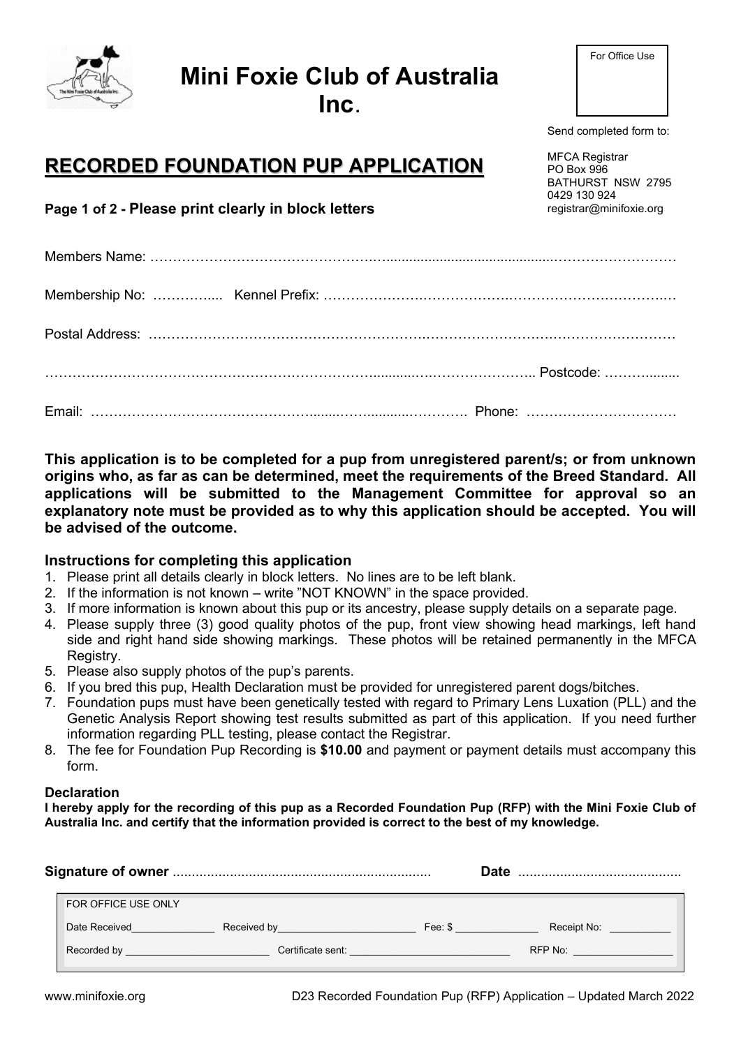# Mini Foxie Club of Australia Inc.

For Office Use

Send completed form to:

MFCA Registrar
PO Box 996
BATHURST NSW 2795
0429 130 924
registrar@minifoxie.org

## RECORDED FOUNDATION PUP APPLICATION

**Page 1 of 2 - Please print clearly in block letters**

Members Name: ……………………………………………………………………………………………………

Membership No: …………... Kennel Prefix: ……………………………………………………………………

Postal Address: ……………………………………………………………………………………………………

……………………………………………………………………………………………… Postcode: ……………

Email: ……………………………………………………………………………… Phone: ……………………………

**This application is to be completed for a pup from unregistered parent/s; or from unknown origins who, as far as can be determined, meet the requirements of the Breed Standard. All applications will be submitted to the Management Committee for approval so an explanatory note must be provided as to why this application should be accepted. You will be advised of the outcome.**

### Instructions for completing this application

1. Please print all details clearly in block letters. No lines are to be left blank.
2. If the information is not known – write "NOT KNOWN" in the space provided.
3. If more information is known about this pup or its ancestry, please supply details on a separate page.
4. Please supply three (3) good quality photos of the pup, front view showing head markings, left hand side and right hand side showing markings. These photos will be retained permanently in the MFCA Registry.
5. Please also supply photos of the pup's parents.
6. If you bred this pup, Health Declaration must be provided for unregistered parent dogs/bitches.
7. Foundation pups must have been genetically tested with regard to Primary Lens Luxation (PLL) and the Genetic Analysis Report showing test results submitted as part of this application. If you need further information regarding PLL testing, please contact the Registrar.
8. The fee for Foundation Pup Recording is **$10.00** and payment or payment details must accompany this form.

**Declaration**

**I hereby apply for the recording of this pup as a Recorded Foundation Pup (RFP) with the Mini Foxie Club of Australia Inc. and certify that the information provided is correct to the best of my knowledge.**

**Signature of owner** ……………………………………………… **Date** ……………………………

| FOR OFFICE USE ONLY | | | |
|---|---|---|---|
| Date Received______________ | Received by______________________ | Fee: $ _____________ | Receipt No: __________ |
| Recorded by ______________________ | Certificate sent: ______________________ | RFP No: ______________ | |

www.minifoxie.org

D23 Recorded Foundation Pup (RFP) Application – Updated March 2022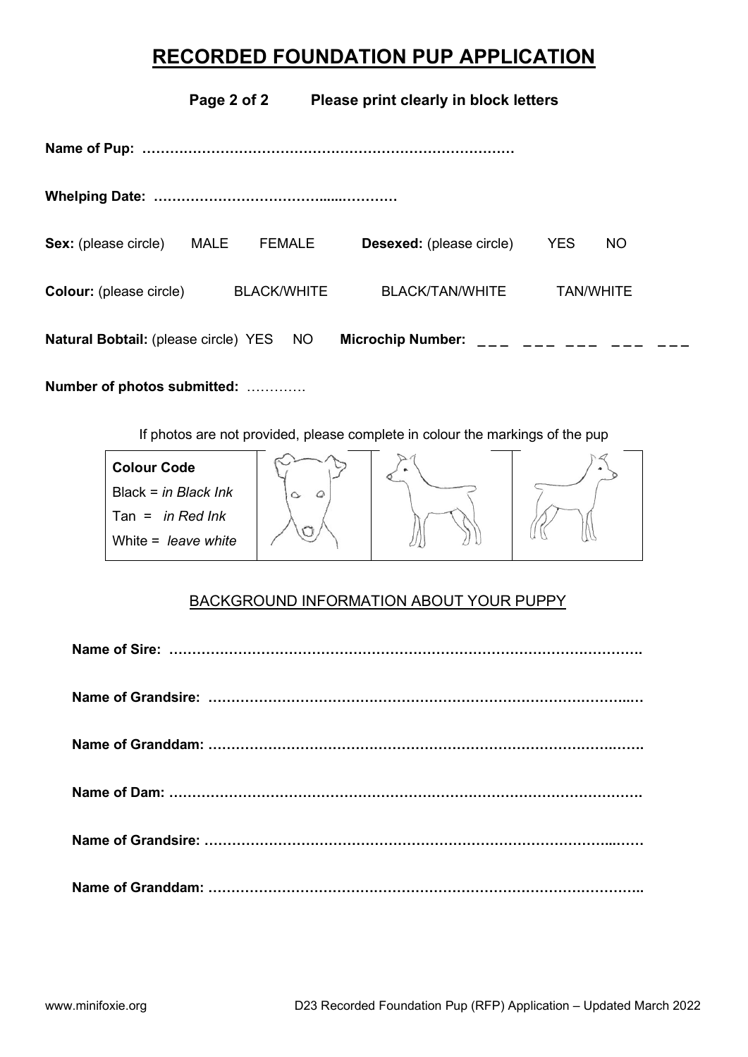# RECORDED FOUNDATION PUP APPLICATION

**Page 2 of 2 Please print clearly in block letters**

**Name of Pup:** ……………………………………………………………………

**Whelping Date:** ………………………………......…………

**Sex:** (please circle) MALE FEMALE **Desexed:** (please circle) YES NO

**Colour:** (please circle) BLACK/WHITE BLACK/TAN/WHITE TAN/WHITE

**Natural Bobtail:** (please circle) YES NO **Microchip Number:** _ _ _ _ _ _ _ _ _ _ _ _ _ _ _

**Number of photos submitted:** ………….

If photos are not provided, please complete in colour the markings of the pup

**Colour Code**

Black = *in Black Ink*

Tan = *in Red Ink*

White = *leave white*

## BACKGROUND INFORMATION ABOUT YOUR PUPPY

**Name of Sire:** ……………………………………………………………………………………….

**Name of Grandsire:** ……………………………………………………………………………..…

**Name of Granddam:** ……………………………………………………………………………….

**Name of Dam:** ……………………………………………………………………………………….

**Name of Grandsire:** ……………………………………………………………………………..……

**Name of Granddam:** ……………………………………………………………………………..

www.minifoxie.org D23 Recorded Foundation Pup (RFP) Application – Updated March 2022